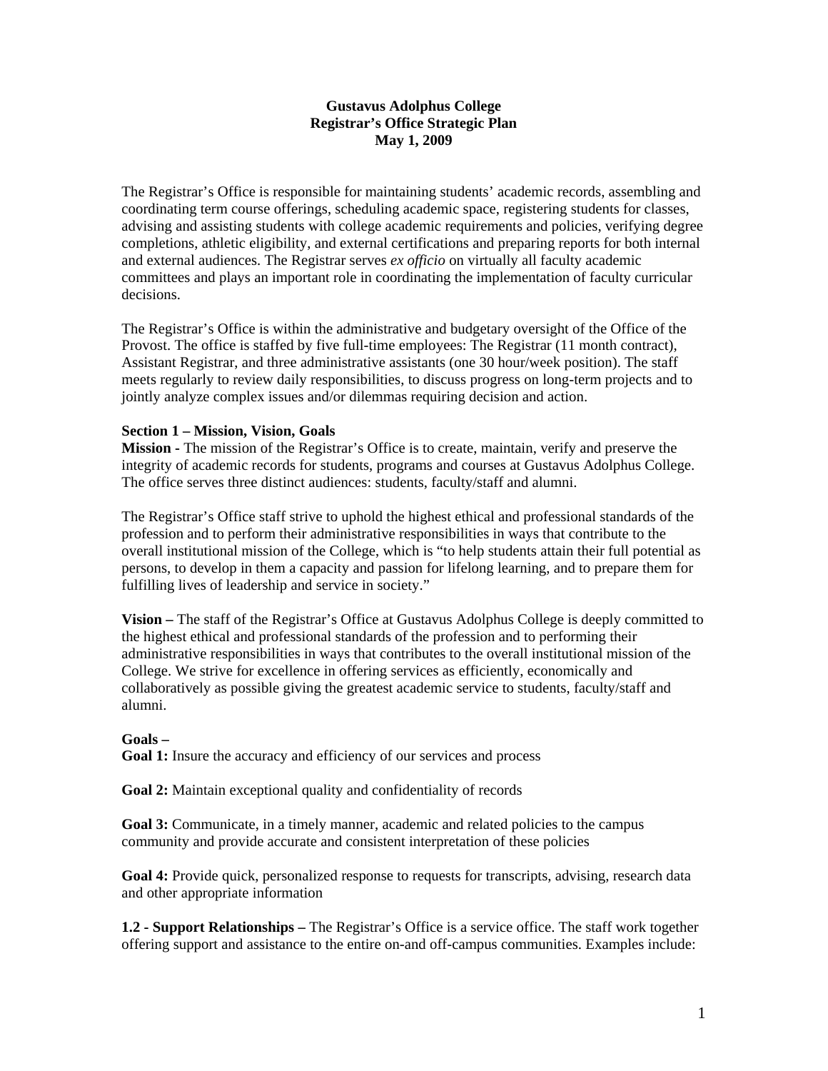**Gustavus Adolphus College**
**Registrar's Office Strategic Plan**
**May 1, 2009**

The Registrar's Office is responsible for maintaining students' academic records, assembling and coordinating term course offerings, scheduling academic space, registering students for classes, advising and assisting students with college academic requirements and policies, verifying degree completions, athletic eligibility, and external certifications and preparing reports for both internal and external audiences. The Registrar serves *ex officio* on virtually all faculty academic committees and plays an important role in coordinating the implementation of faculty curricular decisions.

The Registrar's Office is within the administrative and budgetary oversight of the Office of the Provost. The office is staffed by five full-time employees: The Registrar (11 month contract), Assistant Registrar, and three administrative assistants (one 30 hour/week position). The staff meets regularly to review daily responsibilities, to discuss progress on long-term projects and to jointly analyze complex issues and/or dilemmas requiring decision and action.

**Section 1 – Mission, Vision, Goals**

**Mission -** The mission of the Registrar's Office is to create, maintain, verify and preserve the integrity of academic records for students, programs and courses at Gustavus Adolphus College. The office serves three distinct audiences: students, faculty/staff and alumni.

The Registrar's Office staff strive to uphold the highest ethical and professional standards of the profession and to perform their administrative responsibilities in ways that contribute to the overall institutional mission of the College, which is "to help students attain their full potential as persons, to develop in them a capacity and passion for lifelong learning, and to prepare them for fulfilling lives of leadership and service in society."

**Vision –** The staff of the Registrar's Office at Gustavus Adolphus College is deeply committed to the highest ethical and professional standards of the profession and to performing their administrative responsibilities in ways that contributes to the overall institutional mission of the College. We strive for excellence in offering services as efficiently, economically and collaboratively as possible giving the greatest academic service to students, faculty/staff and alumni.

**Goals –**

**Goal 1:** Insure the accuracy and efficiency of our services and process

**Goal 2:** Maintain exceptional quality and confidentiality of records

**Goal 3:** Communicate, in a timely manner, academic and related policies to the campus community and provide accurate and consistent interpretation of these policies

**Goal 4:** Provide quick, personalized response to requests for transcripts, advising, research data and other appropriate information

**1.2 - Support Relationships –** The Registrar's Office is a service office. The staff work together offering support and assistance to the entire on-and off-campus communities. Examples include: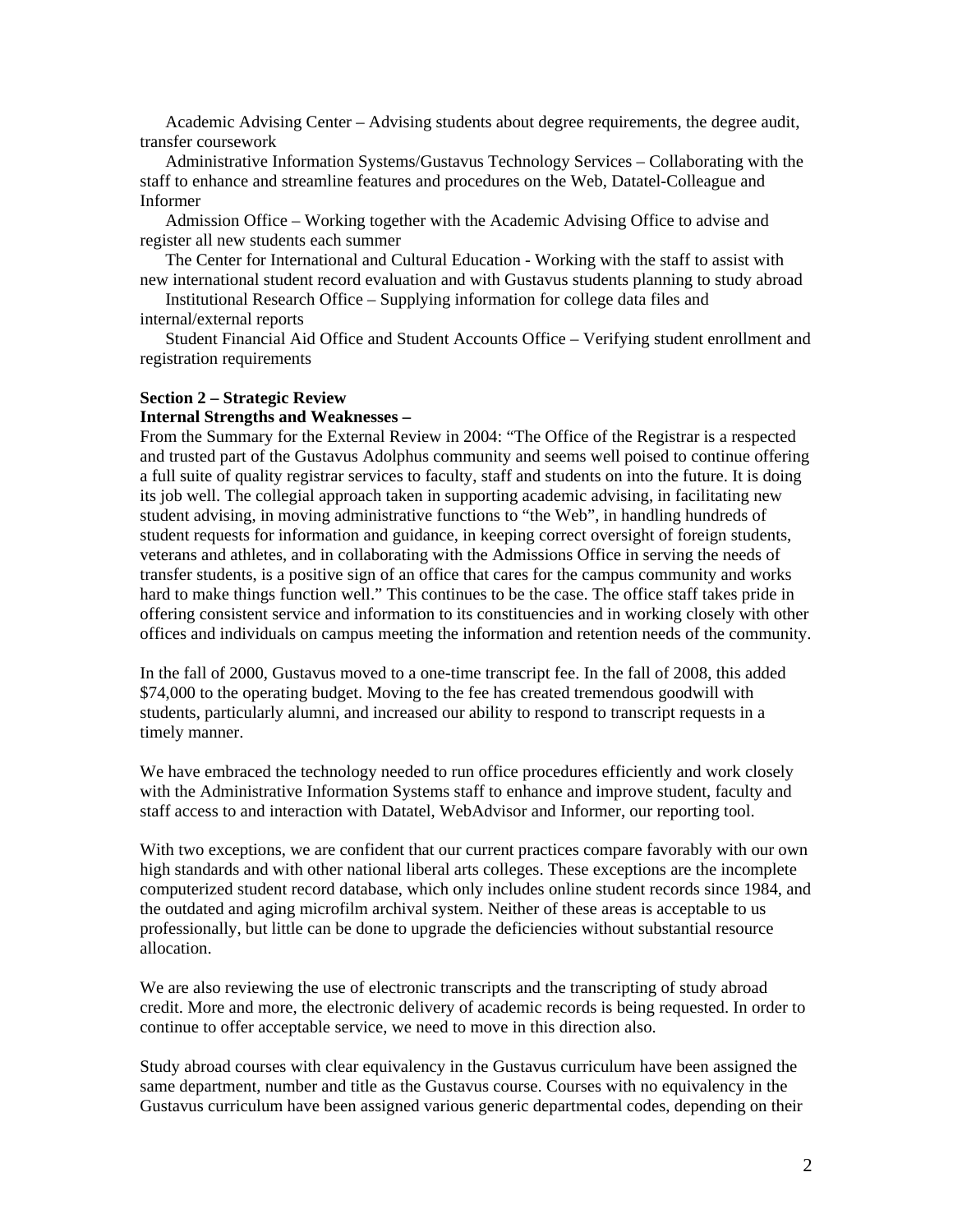Academic Advising Center – Advising students about degree requirements, the degree audit, transfer coursework

Administrative Information Systems/Gustavus Technology Services – Collaborating with the staff to enhance and streamline features and procedures on the Web, Datatel-Colleague and Informer

Admission Office – Working together with the Academic Advising Office to advise and register all new students each summer

The Center for International and Cultural Education - Working with the staff to assist with new international student record evaluation and with Gustavus students planning to study abroad

Institutional Research Office – Supplying information for college data files and internal/external reports

Student Financial Aid Office and Student Accounts Office – Verifying student enrollment and registration requirements

**Section 2 – Strategic Review**

**Internal Strengths and Weaknesses –**

From the Summary for the External Review in 2004: "The Office of the Registrar is a respected and trusted part of the Gustavus Adolphus community and seems well poised to continue offering a full suite of quality registrar services to faculty, staff and students on into the future. It is doing its job well. The collegial approach taken in supporting academic advising, in facilitating new student advising, in moving administrative functions to "the Web", in handling hundreds of student requests for information and guidance, in keeping correct oversight of foreign students, veterans and athletes, and in collaborating with the Admissions Office in serving the needs of transfer students, is a positive sign of an office that cares for the campus community and works hard to make things function well." This continues to be the case. The office staff takes pride in offering consistent service and information to its constituencies and in working closely with other offices and individuals on campus meeting the information and retention needs of the community.

In the fall of 2000, Gustavus moved to a one-time transcript fee. In the fall of 2008, this added $74,000 to the operating budget. Moving to the fee has created tremendous goodwill with students, particularly alumni, and increased our ability to respond to transcript requests in a timely manner.

We have embraced the technology needed to run office procedures efficiently and work closely with the Administrative Information Systems staff to enhance and improve student, faculty and staff access to and interaction with Datatel, WebAdvisor and Informer, our reporting tool.

With two exceptions, we are confident that our current practices compare favorably with our own high standards and with other national liberal arts colleges. These exceptions are the incomplete computerized student record database, which only includes online student records since 1984, and the outdated and aging microfilm archival system. Neither of these areas is acceptable to us professionally, but little can be done to upgrade the deficiencies without substantial resource allocation.

We are also reviewing the use of electronic transcripts and the transcripting of study abroad credit. More and more, the electronic delivery of academic records is being requested. In order to continue to offer acceptable service, we need to move in this direction also.

Study abroad courses with clear equivalency in the Gustavus curriculum have been assigned the same department, number and title as the Gustavus course. Courses with no equivalency in the Gustavus curriculum have been assigned various generic departmental codes, depending on their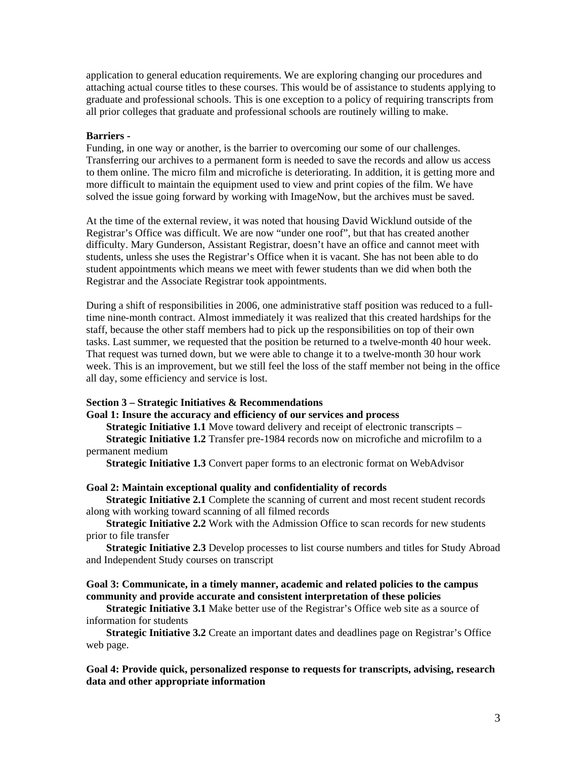application to general education requirements. We are exploring changing our procedures and attaching actual course titles to these courses. This would be of assistance to students applying to graduate and professional schools. This is one exception to a policy of requiring transcripts from all prior colleges that graduate and professional schools are routinely willing to make.

**Barriers -**

Funding, in one way or another, is the barrier to overcoming our some of our challenges. Transferring our archives to a permanent form is needed to save the records and allow us access to them online. The micro film and microfiche is deteriorating. In addition, it is getting more and more difficult to maintain the equipment used to view and print copies of the film. We have solved the issue going forward by working with ImageNow, but the archives must be saved.

At the time of the external review, it was noted that housing David Wicklund outside of the Registrar's Office was difficult. We are now "under one roof", but that has created another difficulty. Mary Gunderson, Assistant Registrar, doesn't have an office and cannot meet with students, unless she uses the Registrar's Office when it is vacant. She has not been able to do student appointments which means we meet with fewer students than we did when both the Registrar and the Associate Registrar took appointments.

During a shift of responsibilities in 2006, one administrative staff position was reduced to a full-time nine-month contract. Almost immediately it was realized that this created hardships for the staff, because the other staff members had to pick up the responsibilities on top of their own tasks. Last summer, we requested that the position be returned to a twelve-month 40 hour week. That request was turned down, but we were able to change it to a twelve-month 30 hour work week. This is an improvement, but we still feel the loss of the staff member not being in the office all day, some efficiency and service is lost.

**Section 3 – Strategic Initiatives & Recommendations**

**Goal 1: Insure the accuracy and efficiency of our services and process**

**Strategic Initiative 1.1** Move toward delivery and receipt of electronic transcripts –

**Strategic Initiative 1.2** Transfer pre-1984 records now on microfiche and microfilm to a permanent medium

**Strategic Initiative 1.3** Convert paper forms to an electronic format on WebAdvisor

**Goal 2: Maintain exceptional quality and confidentiality of records**

**Strategic Initiative 2.1** Complete the scanning of current and most recent student records along with working toward scanning of all filmed records

**Strategic Initiative 2.2** Work with the Admission Office to scan records for new students prior to file transfer

**Strategic Initiative 2.3** Develop processes to list course numbers and titles for Study Abroad and Independent Study courses on transcript

**Goal 3: Communicate, in a timely manner, academic and related policies to the campus community and provide accurate and consistent interpretation of these policies**

**Strategic Initiative 3.1** Make better use of the Registrar's Office web site as a source of information for students

**Strategic Initiative 3.2** Create an important dates and deadlines page on Registrar's Office web page.

**Goal 4: Provide quick, personalized response to requests for transcripts, advising, research data and other appropriate information**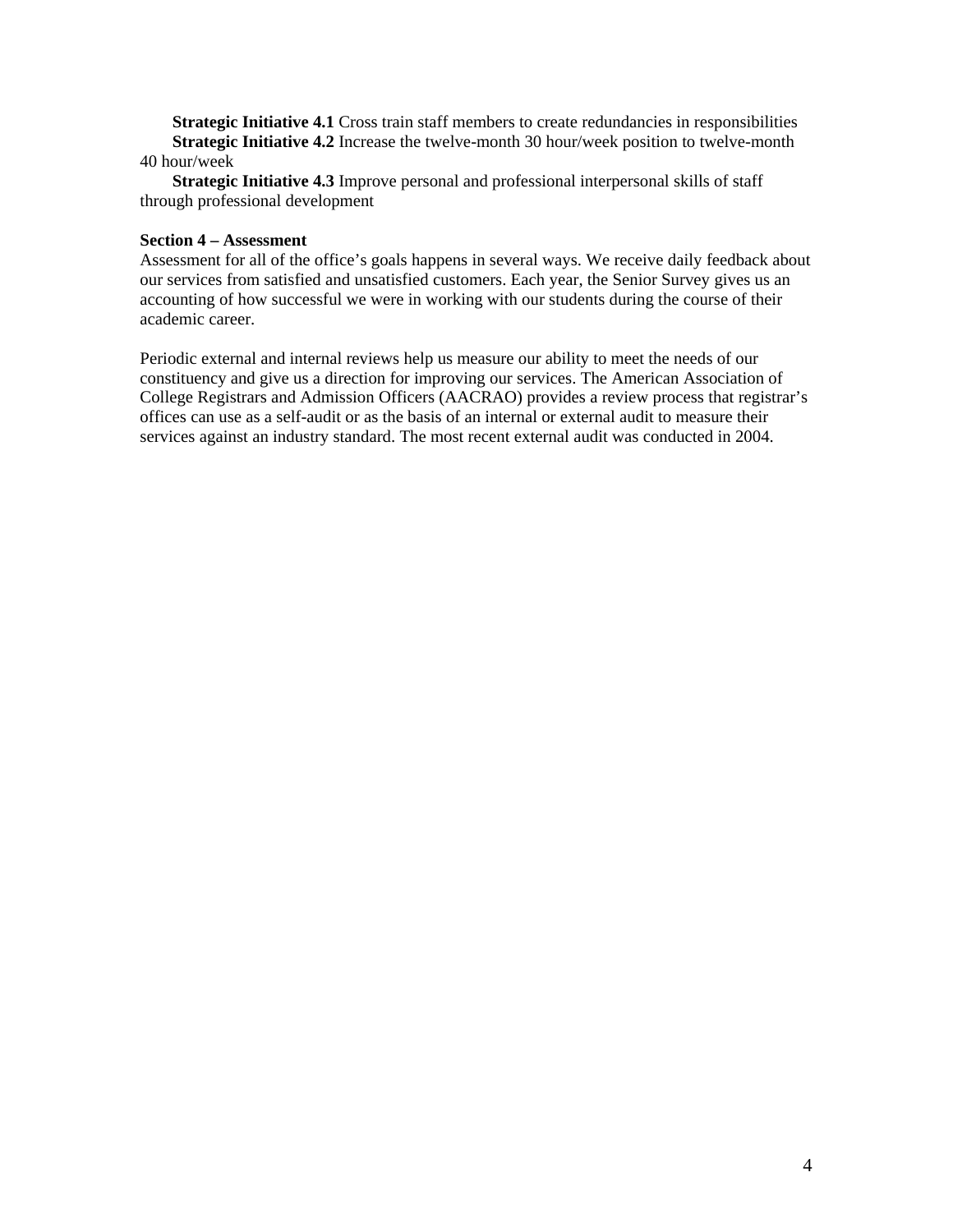**Strategic Initiative 4.1** Cross train staff members to create redundancies in responsibilities

**Strategic Initiative 4.2** Increase the twelve-month 30 hour/week position to twelve-month 40 hour/week

**Strategic Initiative 4.3** Improve personal and professional interpersonal skills of staff through professional development

**Section 4 – Assessment**

Assessment for all of the office's goals happens in several ways. We receive daily feedback about our services from satisfied and unsatisfied customers. Each year, the Senior Survey gives us an accounting of how successful we were in working with our students during the course of their academic career.

Periodic external and internal reviews help us measure our ability to meet the needs of our constituency and give us a direction for improving our services. The American Association of College Registrars and Admission Officers (AACRAO) provides a review process that registrar's offices can use as a self-audit or as the basis of an internal or external audit to measure their services against an industry standard. The most recent external audit was conducted in 2004.